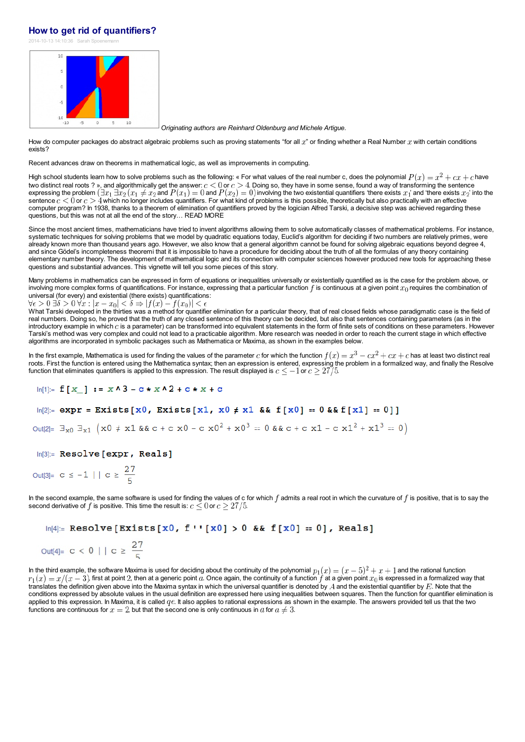# How to get rid of quantifiers?

2014-10-13 14:10:36 Sarah Spoenemann

*Originating authors are Reinhard Oldenburg and Michele Artigue.*

How do computer packages do abstract algebraic problems such as proving statements "for all $x$" or finding whether a Real Number $x$ with certain conditions exists?

Recent advances draw on theorems in mathematical logic, as well as improvements in computing.

High school students learn how to solve problems such as the following: « For what values of the real number c, does the polynomial $P(x) = x^2 + cx + c$ have two distinct real roots ? », and algorithmically get the answer: $c < 0$ or $c > 4$. Doing so, they have in some sense, found a way of transforming the sentence expressing the problem $(\exists x_1 \, \exists x_2 \, (x_1 \neq x_2$ and $P(x_1) = 0$ and $P(x_2) = 0)$ involving the two existential quantifiers 'there exists $x_1$' and 'there exists $x_2$' into the sentence $c < 0$ or $c > 4$ which no longer includes quantifiers. For what kind of problems is this possible, theoretically but also practically with an effective computer program? In 1938, thanks to a theorem of elimination of quantifiers proved by the logician Alfred Tarski, a decisive step was achieved regarding these questions, but this was not at all the end of the story… READ MORE

Since the most ancient times, mathematicians have tried to invent algorithms allowing them to solve automatically classes of mathematical problems. For instance, systematic techniques for solving problems that we model by quadratic equations today, Euclid's algorithm for deciding if two numbers are relatively primes, were already known more than thousand years ago. However, we also know that a general algorithm cannot be found for solving algebraic equations beyond degree 4, and since Gödel's incompleteness theoremi that it is impossible to have a procedure for deciding about the truth of all the formulas of any theory containing elementary number theory. The development of mathematical logic and its connection with computer sciences however produced new tools for approaching these questions and substantial advances. This vignette will tell you some pieces of this story.

Many problems in mathematics can be expressed in form of equations or inequalities universally or existentially quantified as is the case for the problem above, or involving more complex forms of quantifications. For instance, expressing that a particular function $f$ is continuous at a given point $x_0$ requires the combination of universal (for every) and existential (there exists) quantifications:
$\forall \epsilon > 0 \, \exists \delta > 0 \, \forall x : |x - x_0| < \delta \Rightarrow |f(x) - f(x_0)| < \epsilon$
What Tarski developed in the thirties was a method for quantifier elimination for a particular theory, that of real closed fields whose paradigmatic case is the field of real numbers. Doing so, he proved that the truth of any closed sentence of this theory can be decided, but also that sentences containing parameters (as in the introductory example in which $c$ is a parameter) can be transformed into equivalent statements in the form of finite sets of conditions on these parameters. However Tarski's method was very complex and could not lead to a practicable algorithm. More research was needed in order to reach the current stage in which effective algorithms are incorporated in symbolic packages such as Mathematica or Maxima, as shown in the examples below.

In the first example, Mathematica is used for finding the values of the parameter $c$ for which the function $f(x) = x^3 - cx^2 + cx + c$ has at least two distinct real roots. First the function is entered using the Mathematica syntax; then an expression is entered, expressing the problem in a formalized way, and finally the Resolve function that eliminates quantifiers is applied to this expression. The result displayed is $c \leq -1$ or $c \geq 27/5$.

```
In[1]:= f[x_] := x^3 - c*x^2 + c*x + c

In[2]:= expr = Exists[x0, Exists[x1, x0 ≠ x1 && f[x0] == 0 && f[x1] == 0]]

Out[2]= ∃x0 ∃x1 (x0 ≠ x1 && c + c x0 - c x0^2 + x0^3 == 0 && c + c x1 - c x1^2 + x1^3 == 0)

In[3]:= Resolve[expr, Reals]

Out[3]= c ≤ -1 || c ≥ 27/5
```

In the second example, the same software is used for finding the values of c for which $f$ admits a real root in which the curvature of $f$ is positive, that is to say the second derivative of $f$ is positive. This time the result is: $c \leq 0$ or $c \geq 27/5$.

```
In[4]:= Resolve[Exists[x0, f''[x0] > 0 && f[x0] == 0], Reals]

Out[4]= c < 0 || c ≥ 27/5
```

In the third example, the software Maxima is used for deciding about the continuity of the polynomial $p_1(x) = (x - 5)^2 + x + 1$ and the rational function $r_1(x) = x/(x - 3)$, first at point 2, then at a generic point $a$. Once again, the continuity of a function $f$ at a given point $x_0$ is expressed in a formalized way that translates the definition given above into the Maxima syntax in which the universal quantifier is denoted by $A$ and the existential quantifier by $E$. Note that the conditions expressed by absolute values in the usual definition are expressed here using inequalities between squares. Then the function for quantifier elimination is applied to this expression. In Maxima, it is called $qe$. It also applies to rational expressions as shown in the example. The answers provided tell us that the two functions are continuous for $x = 2$, but that the second one is only continuous in $a$ for $a \neq 3$.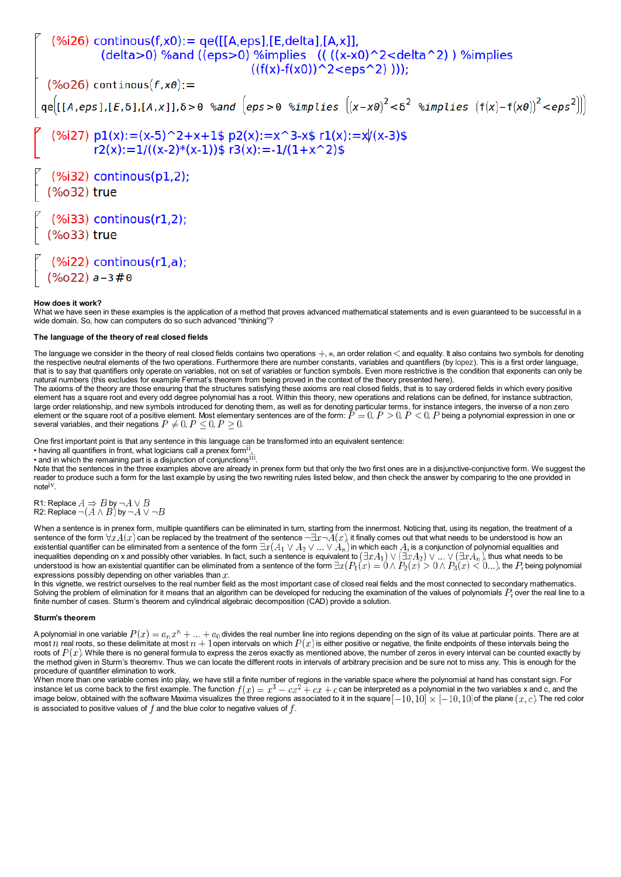```
(%i26) continous(f,x0):= qe([[A,eps],[E,delta],[A,x]],
         (delta>0) %and ((eps>0) %implies  (( ((x-x0)^2<delta^2) ) %implies
                                    ((f(x)-f(x0))^2<eps^2) )));
(%o26) continous(f,x0):=
qe([[A,eps],[E,δ],[A,x]],δ>0 %and (eps>0 %implies ((x-x0)^2<δ^2 %implies (f(x)-f(x0))^2<eps^2)))

(%i27) p1(x):=(x-5)^2+x+1$ p2(x):=x^3-x$ r1(x):=x/(x-3)$
       r2(x):=1/((x-2)*(x-1))$ r3(x):=-1/(1+x^2)$

(%i32) continous(p1,2);
(%o32) true

(%i33) continous(r1,2);
(%o33) true

(%i22) continous(r1,a);
(%o22) a-3#0
```

**How does it work?**

What we have seen in these examples is the application of a method that proves advanced mathematical statements and is even guaranteed to be successful in a wide domain. So, how can computers do so such advanced "thinking"?

**The language of the theory of real closed fields**

The language we consider in the theory of real closed fields contains two operations $+, *$, an order relation $<$ and equality. It also contains two symbols for denoting the respective neutral elements of the two operations. Furthermore there are number constants, variables and quantifiers (by lopez). This is a first order language, that is to say that quantifiers only operate on variables, not on set of variables or function symbols. Even more restrictive is the condition that exponents can only be natural numbers (this excludes for example Fermat's theorem from being proved in the context of the theory presented here).

The axioms of the theory are those ensuring that the structures satisfying these axioms are real closed fields, that is to say ordered fields in which every positive element has a square root and every odd degree polynomial has a root. Within this theory, new operations and relations can be defined, for instance subtraction, large order relationship, and new symbols introduced for denoting them, as well as for denoting particular terms, for instance integers, the inverse of a non zero element or the square root of a positive element. Most elementary sentences are of the form: $P=0$, $P>0$, $P<0$, $P$ being a polynomial expression in one or several variables, and their negations $P \neq 0$, $P \leq 0$, $P \geq 0$.

One first important point is that any sentence in this language can be transformed into an equivalent sentence:

- having all quantifiers in front, what logicians call a prenex form[ii],
- and in which the remaining part is a disjunction of conjunctions[iii].

Note that the sentences in the three examples above are already in prenex form but that only the two first ones are in a disjunctive-conjunctive form. We suggest the reader to produce such a form for the last example by using the two rewriting rules listed below, and then check the answer by comparing to the one provided in note[iv].

R1: Replace $A \Rightarrow B$ by $\neg A \vee B$
R2: Replace $\neg(A \wedge B)$ by $\neg A \vee \neg B$

When a sentence is in prenex form, multiple quantifiers can be eliminated in turn, starting from the innermost. Noticing that, using its negation, the treatment of a sentence of the form $\forall x A(x)$ can be replaced by the treatment of the sentence $\neg\exists x \neg A(x)$, it finally comes out that what needs to be understood is how an existential quantifier can be eliminated from a sentence of the form $\exists x(A_1 \vee A_2 \vee ... \vee A_n)$ in which each $A_i$ is a conjunction of polynomial equalities and inequalities depending on x and possibly other variables. In fact, such a sentence is equivalent to $(\exists x A_1) \vee (\exists x A_2) \vee ... \vee (\exists x A_n)$, thus what needs to be understood is how an existential quantifier can be eliminated from a sentence of the form $\exists x(P_1(x)=0 \wedge P_2(x)>0 \wedge P_3(x)<0...)$, the $P_i$ being polynomial expressions possibly depending on other variables than $x$.

In this vignette, we restrict ourselves to the real number field as the most important case of closed real fields and the most connected to secondary mathematics. Solving the problem of elimination for it means that an algorithm can be developed for reducing the examination of the values of polynomials $P_i$ over the real line to a finite number of cases. Sturm's theorem and cylindrical algebraic decomposition (CAD) provide a solution.

**Sturm's theorem**

A polynomial in one variable $P(x) = a_n x^n + ... + a_0$ divides the real number line into regions depending on the sign of its value at particular points. There are at most $n$ real roots, so these delimitate at most $n+1$ open intervals on which $P(x)$ is either positive or negative, the finite endpoints of these intervals being the roots of $P(x)$. While there is no general formula to express the zeros exactly as mentioned above, the number of zeros in every interval can be counted exactly by the method given in Sturm's theoremv. Thus we can locate the different roots in intervals of arbitrary precision and be sure not to miss any. This is enough for the procedure of quantifier elimination to work.

When more than one variable comes into play, we have still a finite number of regions in the variable space where the polynomial at hand has constant sign. For instance let us come back to the first example. The function $f(x) = x^3 - cx^2 + cx + c$ can be interpreted as a polynomial in the two variables x and c, and the image below, obtained with the software Maxima visualizes the three regions associated to it in the square $[-10,10] \times [-10,10]$ of the plane $(x,c)$. The red color is associated to positive values of $f$ and the blue color to negative values of $f$.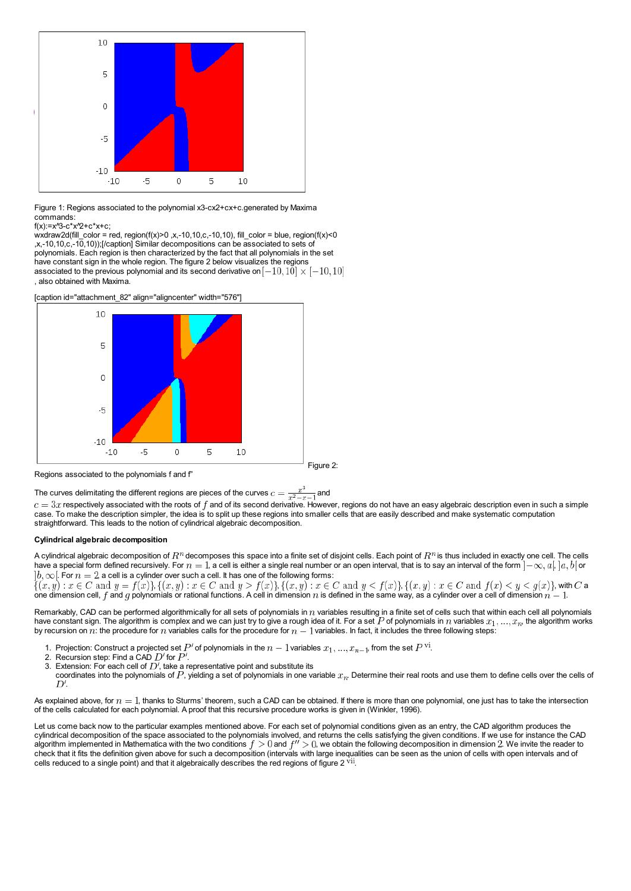Figure 1: Regions associated to the polynomial x3-cx2+cx+c.generated by Maxima commands:

f(x):=x^3-c*x^2+c*x+c;

wxdraw2d(fill_color = red, region(f(x)>0 ,x,-10,10,c,-10,10), fill_color = blue, region(f(x)<0 ,x,-10,10,c,-10,10));[/caption] Similar decompositions can be associated to sets of polynomials. Each region is then characterized by the fact that all polynomials in the set have constant sign in the whole region. The figure 2 below visualizes the regions associated to the previous polynomial and its second derivative on $[-10,10] \times [-10,10]$ , also obtained with Maxima.

[caption id="attachment_82" align="aligncenter" width="576"]

Figure 2: Regions associated to the polynomials f and f''

The curves delimitating the different regions are pieces of the curves $c = \frac{x^3}{x^2-x-1}$ and $c = 3x$ respectively associated with the roots of $f$ and of its second derivative. However, regions do not have an easy algebraic description even in such a simple case. To make the description simpler, the idea is to split up these regions into smaller cells that are easily described and make systematic computation straightforward. This leads to the notion of cylindrical algebraic decomposition.

**Cylindrical algebraic decomposition**

A cylindrical algebraic decomposition of $R^n$ decomposes this space into a finite set of disjoint cells. Each point of $R^n$ is thus included in exactly one cell. The cells have a special form defined recursively. For $n = 1$, a cell is either a single real number or an open interval, that is to say an interval of the form $]-\infty, a[$, $]a, b[$ or $]b, \infty[$. For $n = 2$, a cell is a cylinder over such a cell. It has one of the following forms: $\{(x,y) : x \in C \text{ and } y = f(x)\}, \{(x,y) : x \in C \text{ and } y > f(x)\}, \{(x,y) : x \in C \text{ and } y < f(x)\}, \{(x,y) : x \in C \text{ and } f(x) < y < g(x)\}$, with $C$ a one dimension cell, $f$ and $g$ polynomials or rational functions. A cell in dimension $n$ is defined in the same way, as a cylinder over a cell of dimension $n-1$.

Remarkably, CAD can be performed algorithmically for all sets of polynomials in $n$ variables resulting in a finite set of cells such that within each cell all polynomials have constant sign. The algorithm is complex and we can just try to give a rough idea of it. For a set $P$ of polynomials in $n$ variables $x_1, \ldots, x_n$ the algorithm works by recursion on $n$: the procedure for $n$ variables calls for the procedure for $n-1$ variables. In fact, it includes the three following steps:

1. Projection: Construct a projected set $P'$ of polynomials in the $n-1$ variables $x_1, \ldots, x_{n-1}$ from the set $P$ [vi].
2. Recursion step: Find a CAD $D'$ for $P'$.
3. Extension: For each cell of $D'$, take a representative point and substitute its coordinates into the polynomials of $P$, yielding a set of polynomials in one variable $x_n$. Determine their real roots and use them to define cells over the cells of $D'$.

As explained above, for $n = 1$, thanks to Sturms' theorem, such a CAD can be obtained. If there is more than one polynomial, one just has to take the intersection of the cells calculated for each polynomial. A proof that this recursive procedure works is given in (Winkler, 1996).

Let us come back now to the particular examples mentioned above. For each set of polynomial conditions given as an entry, the CAD algorithm produces the cylindrical decomposition of the space associated to the polynomials involved, and returns the cells satisfying the given conditions. If we use for instance the CAD algorithm implemented in Mathematica with the two conditions $f > 0$ and $f'' > 0$, we obtain the following decomposition in dimension $2$. We invite the reader to check that it fits the definition given above for such a decomposition (intervals with large inequalities can be seen as the union of cells with open intervals and of cells reduced to a single point) and that it algebraically describes the red regions of figure 2 [vii].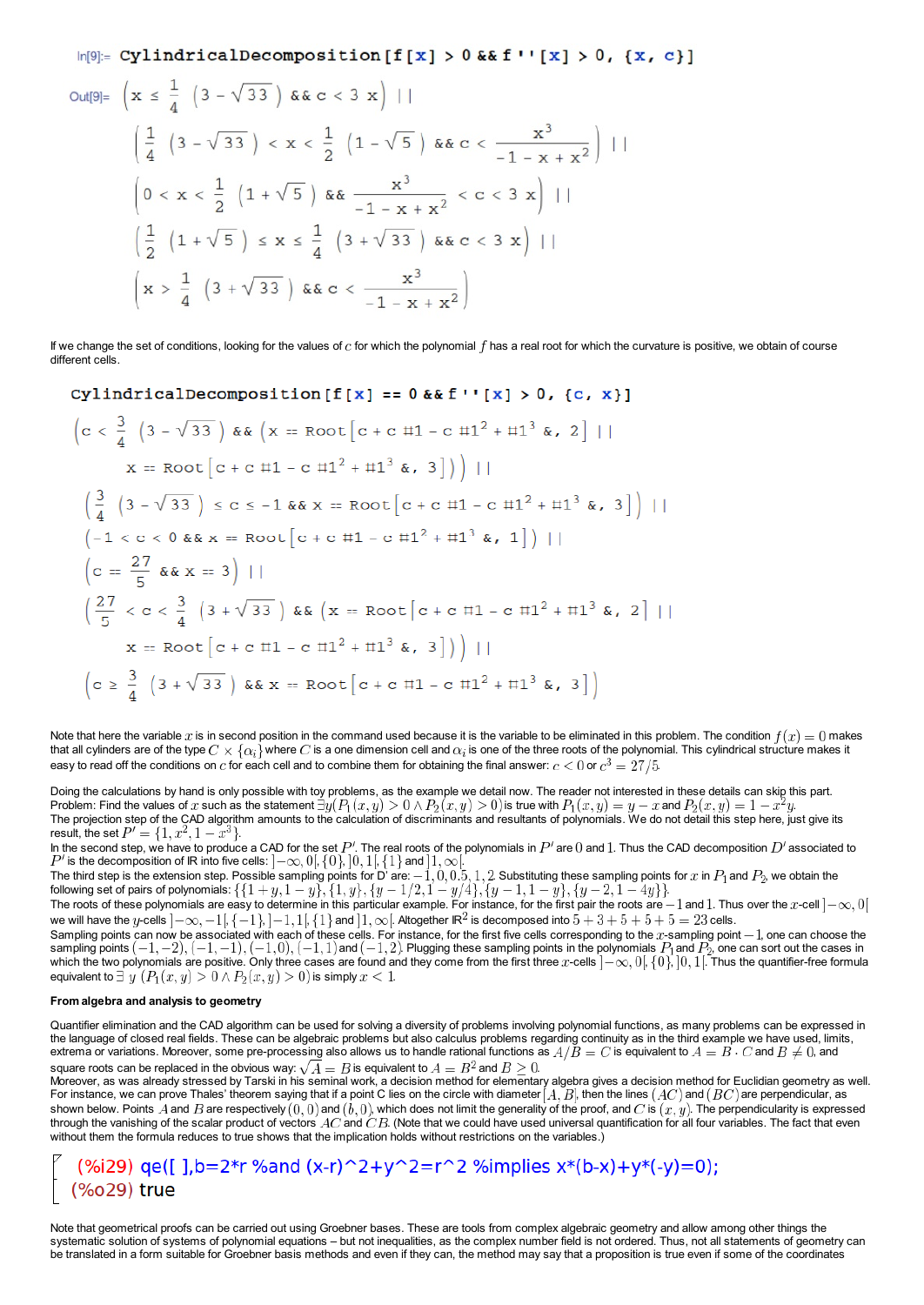```
In[9]:= CylindricalDecomposition[f[x] > 0 && f''[x] > 0, {x, c}]
```

$$\text{Out[9]=}\ \left(x \le \tfrac{1}{4}\left(3-\sqrt{33}\right) \ \&\&\ c < 3x\right) \ ||$$
$$\left(\tfrac{1}{4}\left(3-\sqrt{33}\right) < x < \tfrac{1}{2}\left(1-\sqrt{5}\right) \ \&\&\ c < \frac{x^3}{-1-x+x^2}\right) \ ||$$
$$\left(0 < x < \tfrac{1}{2}\left(1+\sqrt{5}\right) \ \&\&\ \frac{x^3}{-1-x+x^2} < c < 3x\right) \ ||$$
$$\left(\tfrac{1}{2}\left(1+\sqrt{5}\right) \le x \le \tfrac{1}{4}\left(3+\sqrt{33}\right) \ \&\&\ c < 3x\right) \ ||$$
$$\left(x > \tfrac{1}{4}\left(3+\sqrt{33}\right) \ \&\&\ c < \frac{x^3}{-1-x+x^2}\right)$$

If we change the set of conditions, looking for the values of $c$ for which the polynomial $f$ has a real root for which the curvature is positive, we obtain of course different cells.

```
CylindricalDecomposition[f[x] == 0 && f''[x] > 0, {c, x}]
```

$$\left(c < \tfrac{3}{4}\left(3-\sqrt{33}\right) \ \&\&\ \left(x == \text{Root}\left[c + c\,\#1 - c\,\#1^2 + \#1^3 \,\&,\, 2\right] \ || \ x == \text{Root}\left[c + c\,\#1 - c\,\#1^2 + \#1^3 \,\&,\, 3\right]\right)\right) \ ||$$
$$\left(\tfrac{3}{4}\left(3-\sqrt{33}\right) \le c \le -1 \ \&\&\ x == \text{Root}\left[c + c\,\#1 - c\,\#1^2 + \#1^3 \,\&,\, 3\right]\right) \ ||$$
$$\left(-1 < c < 0 \ \&\&\ x == \text{Root}\left[c + c\,\#1 - c\,\#1^2 + \#1^3 \,\&,\, 1\right]\right) \ ||$$
$$\left(c == \tfrac{27}{5} \ \&\&\ x == 3\right) \ ||$$
$$\left(\tfrac{27}{5} < c < \tfrac{3}{4}\left(3+\sqrt{33}\right) \ \&\&\ \left(x == \text{Root}\left[c + c\,\#1 - c\,\#1^2 + \#1^3 \,\&,\, 2\right] \ || \ x == \text{Root}\left[c + c\,\#1 - c\,\#1^2 + \#1^3 \,\&,\, 3\right]\right)\right) \ ||$$
$$\left(c \ge \tfrac{3}{4}\left(3+\sqrt{33}\right) \ \&\&\ x == \text{Root}\left[c + c\,\#1 - c\,\#1^2 + \#1^3 \,\&,\, 3\right]\right)$$

Note that here the variable $x$ is in second position in the command used because it is the variable to be eliminated in this problem. The condition $f(x) = 0$ makes that all cylinders are of the type $C \times \{\alpha_i\}$ where $C$ is a one dimension cell and $\alpha_i$ is one of the three roots of the polynomial. This cylindrical structure makes it easy to read off the conditions on $c$ for each cell and to combine them for obtaining the final answer: $c < 0$ or $c^3 = 27/5$.

Doing the calculations by hand is only possible with toy problems, as the example we detail now. The reader not interested in these details can skip this part.
Problem: Find the values of $x$ such as the statement $\exists y (P_1(x, y) > 0 \wedge P_2(x, y) > 0)$ is true with $P_1(x, y) = y - x$ and $P_2(x, y) = 1 - x^2 y$.
The projection step of the CAD algorithm amounts to the calculation of discriminants and resultants of polynomials. We do not detail this step here, just give its result, the set $P' = \{1, x^2, 1 - x^3\}$.
In the second step, we have to produce a CAD for the set $P'$. The real roots of the polynomials in $P'$ are 0 and 1. Thus the CAD decomposition $D'$ associated to $P'$ is the decomposition of IR into five cells: $]-\infty, 0[, \{0\}, ]0, 1[, \{1\}$ and $]1, \infty[$.
The third step is the extension step. Possible sampling points for D' are: $-1, 0, 0.5, 1, 2$. Substituting these sampling points for $x$ in $P_1$ and $P_2$, we obtain the following set of pairs of polynomials: $\{\{1 + y, 1 - y\}, \{1, y\}, \{y - 1/2, 1 - y/4\}, \{y - 1, 1 - y\}, \{y - 2, 1 - 4y\}\}$.
The roots of these polynomials are easy to determine in this particular example. For instance, for the first pair the roots are $-1$ and $1$. Thus over the $x$-cell $]-\infty, 0[$ we will have the $y$-cells $]-\infty, -1[, \{-1\}, ]-1, 1[, \{1\}$ and $]1, \infty[$. Altogether IR$^2$ is decomposed into $5 + 3 + 5 + 5 + 5 = 23$ cells.
Sampling points can now be associated with each of these cells. For instance, for the first five cells corresponding to the $x$-sampling point $-1$, one can choose the sampling points $(-1, -2), (-1, -1), (-1, 0), (-1, 1)$ and $(-1, 2)$. Plugging these sampling points in the polynomials $P_1$ and $P_2$, one can sort out the cases in which the two polynomials are positive. Only three cases are found and they come from the first three $x$-cells $]-\infty, 0[, \{0\}, ]0, 1[$. Thus the quantifier-free formula equivalent to $\exists\, y\, (P_1(x, y) > 0 \wedge P_2(x, y) > 0)$ is simply $x < 1$.

**From algebra and analysis to geometry**

Quantifier elimination and the CAD algorithm can be used for solving a diversity of problems involving polynomial functions, as many problems can be expressed in the language of closed real fields. These can be algebraic problems but also calculus problems regarding continuity as in the third example we have used, limits, extrema or variations. Moreover, some pre-processing also allows us to handle rational functions as $A/B = C$ is equivalent to $A = B \cdot C$ and $B \neq 0$, and square roots can be replaced in the obvious way: $\sqrt{A} = B$ is equivalent to $A = B^2$ and $B \ge 0$.
Moreover, as was already stressed by Tarski in his seminal work, a real closed field algebra gives a decision method for Euclidian geometry as well. For instance, we can prove Thales' theorem saying that if a point $C$ lies on the circle with diameter $[A, B]$, then the lines $(AC)$ and $(BC)$ are perpendicular, as shown below. Points $A$ and $B$ are respectively $(0, 0)$ and $(b, 0)$, which does not limit the generality of the proof, and $C$ is $(x, y)$. The perpendicularity is expressed through the vanishing of the scalar product of vectors $AC$ and $CB$. (Note that we could have used universal quantification for all four variables. The fact that even without them the formula reduces to true shows that the implication holds without restrictions on the variables.)

```
(%i29) qe([ ],b=2*r %and (x-r)^2+y^2=r^2 %implies x*(b-x)+y*(-y)=0);
(%o29) true
```

Note that geometrical proofs can be carried out using Groebner bases. These are tools from complex algebraic geometry and allow among other things the systematic solution of systems of polynomial equations – but not inequalities, as the complex number field is not ordered. Thus, not all statements of geometry can be translated in a form suitable for Groebner basis methods and even if they can, the method may say that a proposition is true even if some of the coordinates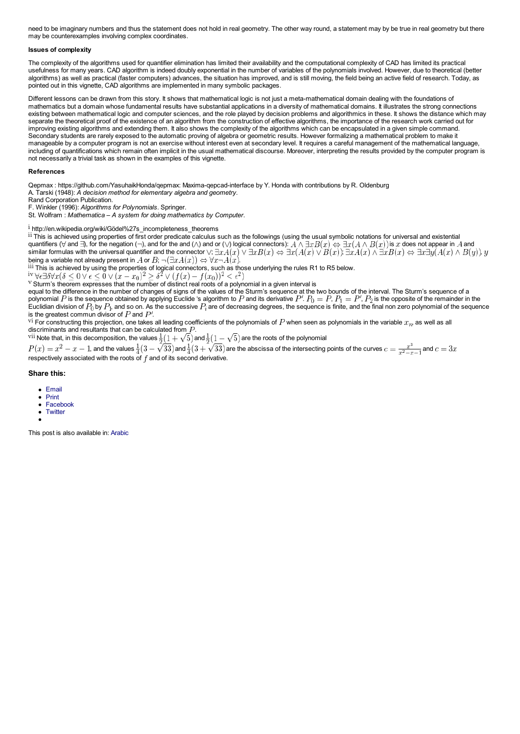need to be imaginary numbers and thus the statement does not hold in real geometry. The other way round, a statement may by be true in real geometry but there may be counterexamples involving complex coordinates.

**Issues of complexity**

The complexity of the algorithms used for quantifier elimination has limited their availability and the computational complexity of CAD has limited its practical usefulness for many years. CAD algorithm is indeed doubly exponential in the number of variables of the polynomials involved. However, due to theoretical (better algorithms) as well as practical (faster computers) advances, the situation has improved, and is still moving, the field being an active field of research. Today, as pointed out in this vignette, CAD algorithms are implemented in many symbolic packages.

Different lessons can be drawn from this story. It shows that mathematical logic is not just a meta-mathematical domain dealing with the foundations of mathematics but a domain whose fundamental results have substantial applications in a diversity of mathematical domains. It illustrates the strong connections existing between mathematical logic and computer sciences, and the role played by decision problems and algorithmics in these. It shows the distance which may separate the theoretical proof of the existence of an algorithm from the construction of effective algorithms, the importance of the research work carried out for improving existing algorithms and extending them. It also shows the complexity of the algorithms which can be encapsulated in a given simple command. Secondary students are rarely exposed to the automatic proving of algebra or geometric results. However formalizing a mathematical problem to make it manageable by a computer program is not an exercise without interest even at secondary level. It requires a careful management of the mathematical language, including of quantifications which remain often implicit in the usual mathematical discourse. Moreover, interpreting the results provided by the computer program is not necessarily a trivial task as shown in the examples of this vignette.

**References**

Qepmax : https://github.com/YasuhaikHonda/qepmax: Maxima-qepcad-interface by Y. Honda with contributions by R. Oldenburg
A. Tarski (1948): *A decision method for elementary algebra and geometry*.
Rand Corporation Publication.
F. Winkler (1996): *Algorithms for Polynomials*. Springer.
St. Wolfram : *Mathematica – A system for doing mathematics by Computer*.

[i] http://en.wikipedia.org/wiki/Gödel%27s_incompleteness_theorems
[ii] This is achieved using properties of first order predicate calculus such as the followings (using the usual symbolic notations for universal and existential quantifiers (∀ and ∃), for the negation (¬), and for the and (∧) and or (∨) logical connectors): $A \wedge \exists x B(x) \Leftrightarrow \exists x(A \wedge B(x))$ is $x$ does not appear in $A$ and similar formulas with the universal quantifier and the connector ∨; $\exists x A(x) \vee \exists x B(x) \Leftrightarrow \exists x(A(x) \vee B(x))$; $\exists x A(x) \wedge \exists x B(x) \Leftrightarrow \exists x \exists y(A(x) \wedge B(y))$, $y$ being a variable not already present in $A$ or $B$; $\neg(\exists x A(x)) \Leftrightarrow \forall x \neg A(x)$.
[iii] This is achieved by using the properties of logical connectors, such as those underlying the rules R1 to R5 below.
[iv] $\forall \epsilon \exists \delta \forall x(\delta \leq 0 \vee \epsilon \leq 0 \vee (x - x_0)^2 \geq \delta^2 \vee (f(x) - f(x_0))^2 < \epsilon^2)$
[v] Sturm's theorem expresses that the number of distinct real roots of a polynomial in a given interval is equal to the difference in the number of changes of signs of the values of the Sturm's sequence at the two bounds of the interval. The Sturm's sequence of a polynomial $P$ is the sequence obtained by applying Euclide 's algorithm to $P$ and its derivative $P'$. $P_0 = P, P_1 = P', P_2$ is the opposite of the remainder in the Euclidian division of $P_0$ by $P_1$, and so on. As the successive $P_i$ are of decreasing degrees, the sequence is finite, and the final non zero polynomial of the sequence is the greatest commun divisor of $P$ and $P'$.
[vi] For constructing this projection, one takes all leading coefficients of the polynomials of $P$ when seen as polynomials in the variable $x_n$ as well as all discriminants and resultants that can be calculated from $P$.
[vii] Note that, in this decomposition, the values $\frac{1}{2}(1+\sqrt{5})$ and $\frac{1}{2}(1-\sqrt{5})$ are the roots of the polynomial $P(x) = x^2 - x - 1$, and the values $\frac{1}{4}(3-\sqrt{33})$ and $\frac{1}{4}(3+\sqrt{33})$ are the abscissa of the intersecting points of the curves $c = \frac{x^3}{x^2-x-1}$ and $c = 3x$ respectively associated with the roots of $f$ and of its second derivative.

### Share this:

- Email
- Print
- Facebook
- Twitter

This post is also available in: Arabic